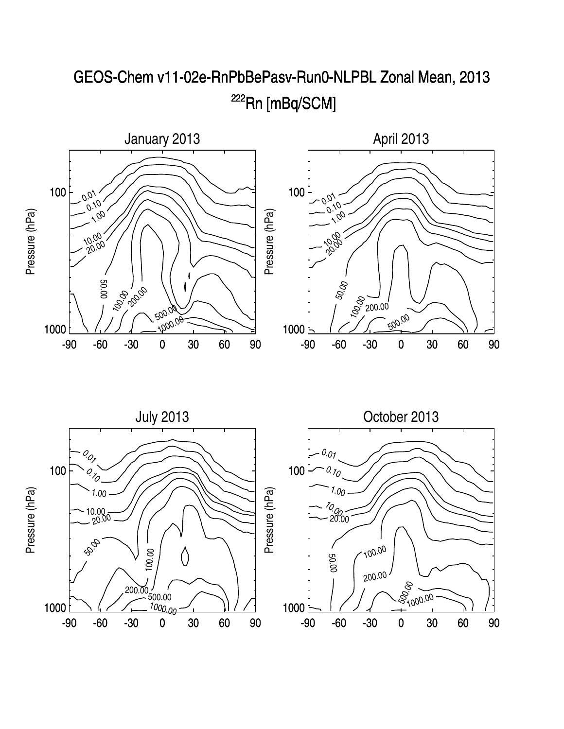# GEOS-Chem v11-02e-RnPbBePasv-Run0-NLPBL Zonal Mean, 2013

## $^{222}Rn$ [mBq/SCM]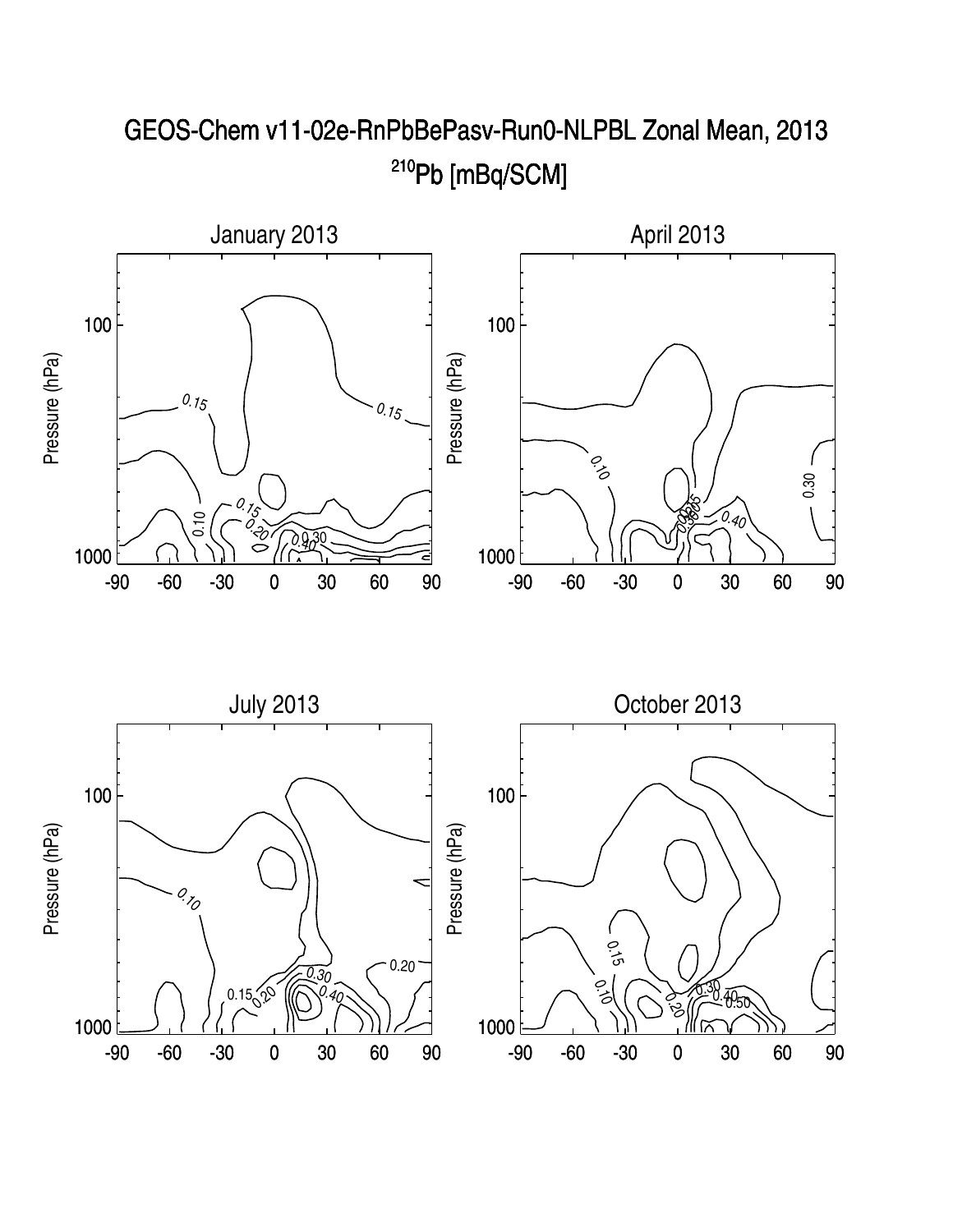# GEOS-Chem v11-02e-RnPbBePasv-Run0-NLPBL Zonal Mean, 2013

## $^{210}$Pb [mBq/SCM]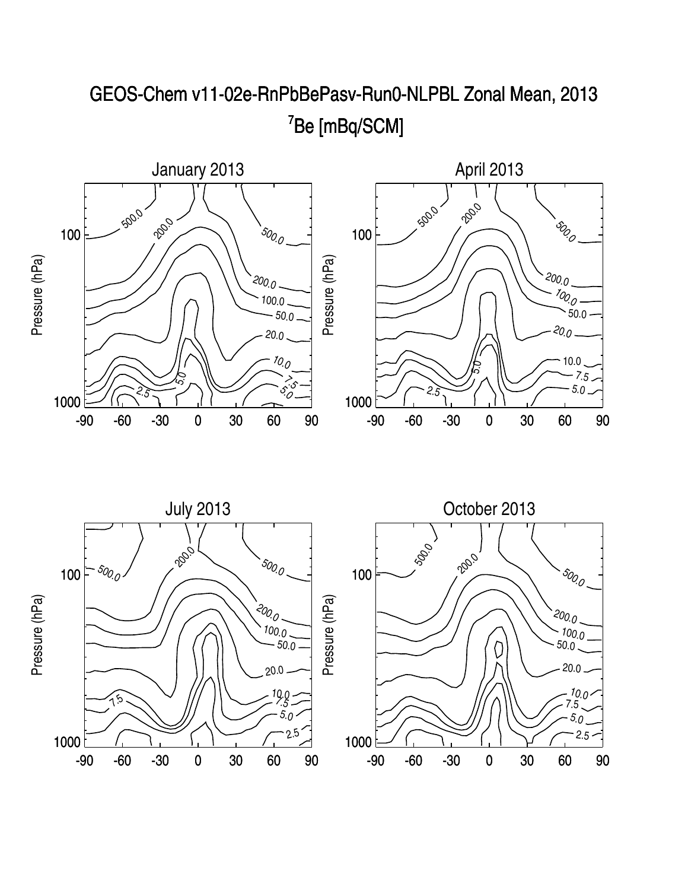# GEOS-Chem v11-02e-RnPbBePasv-Run0-NLPBL Zonal Mean, 2013

$^{7}$Be [mBq/SCM]

January 2013

Pressure (hPa)

100

1000

-90 -60 -30 0 30 60 90

500.0
200.0
500.0
200.0
100.0
50.0
20.0
10.0
7.5
5.0
5.0
2.5

April 2013

Pressure (hPa)

100

1000

-90 -60 -30 0 30 60 90

500.0
200.0
500.0
200.0
100.0
50.0
20.0
10.0
7.5
5.0
5.0
2.5

July 2013

Pressure (hPa)

100

1000

-90 -60 -30 0 30 60 90

500.0
200.0
500.0
200.0
100.0
50.0
20.0
10.0
7.5
7.5
5.0
2.5

October 2013

Pressure (hPa)

100

1000

-90 -60 -30 0 30 60 90

500.0
200.0
500.0
200.0
100.0
50.0
20.0
10.0
7.5
5.0
2.5